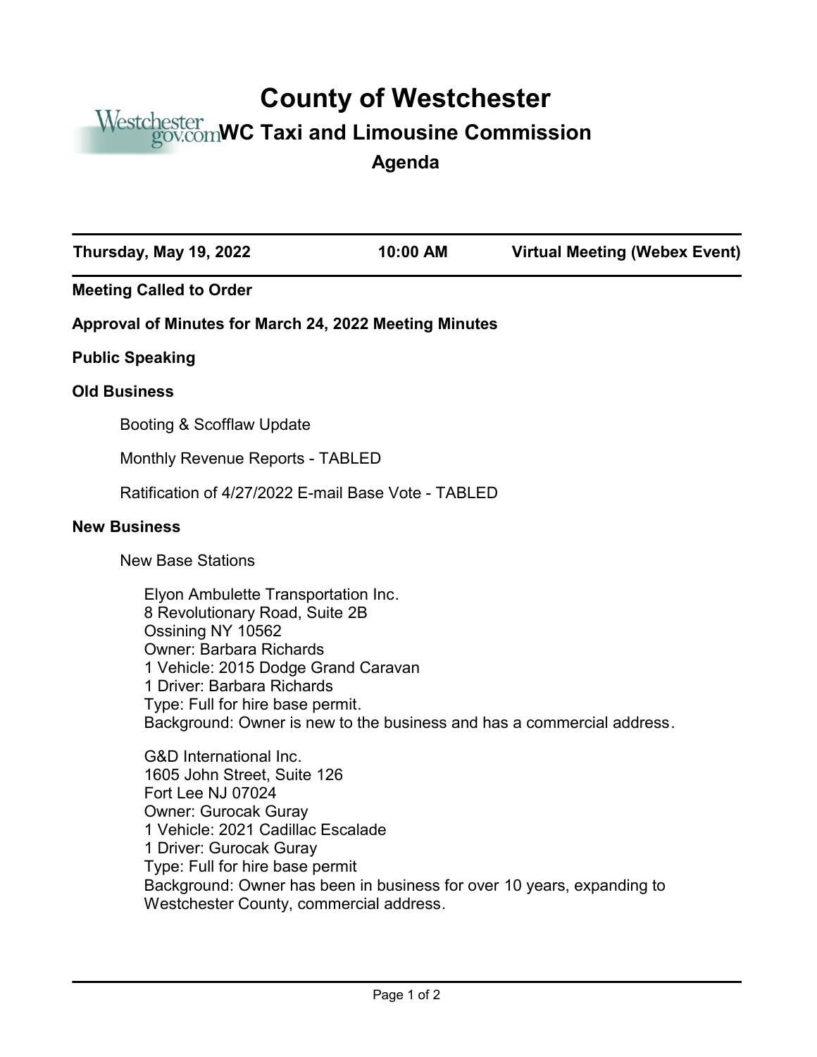# County of Westchester

## WC Taxi and Limousine Commission

### Agenda

| Thursday, May 19, 2022 | 10:00 AM | Virtual Meeting (Webex Event) |
|---|---|---|

**Meeting Called to Order**

**Approval of Minutes for March 24, 2022 Meeting Minutes**

**Public Speaking**

**Old Business**

Booting & Scofflaw Update

Monthly Revenue Reports - TABLED

Ratification of 4/27/2022 E-mail Base Vote - TABLED

**New Business**

New Base Stations

Elyon Ambulette Transportation Inc.
8 Revolutionary Road, Suite 2B
Ossining NY 10562
Owner: Barbara Richards
1 Vehicle: 2015 Dodge Grand Caravan
1 Driver: Barbara Richards
Type: Full for hire base permit.
Background: Owner is new to the business and has a commercial address.

G&D International Inc.
1605 John Street, Suite 126
Fort Lee NJ 07024
Owner: Gurocak Guray
1 Vehicle: 2021 Cadillac Escalade
1 Driver: Gurocak Guray
Type: Full for hire base permit
Background: Owner has been in business for over 10 years, expanding to Westchester County, commercial address.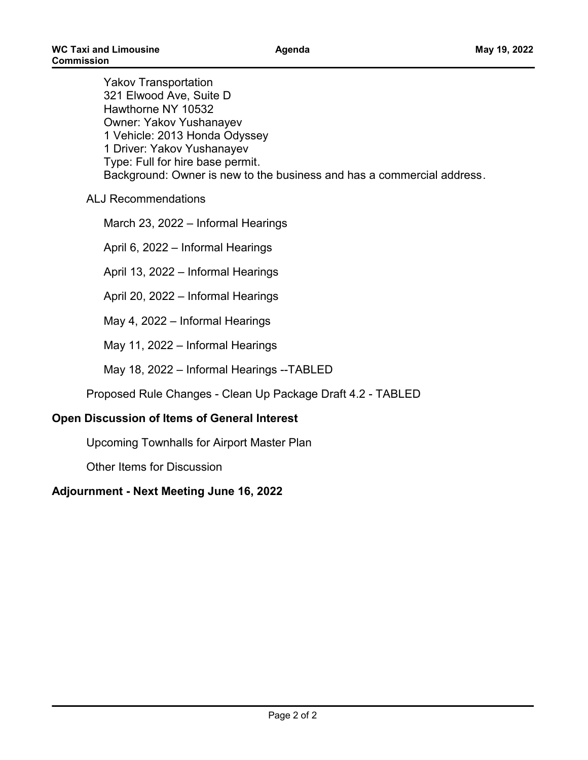Yakov Transportation
321 Elwood Ave, Suite D
Hawthorne NY 10532
Owner: Yakov Yushanayev
1 Vehicle: 2013 Honda Odyssey
1 Driver: Yakov Yushanayev
Type: Full for hire base permit.
Background: Owner is new to the business and has a commercial address.

ALJ Recommendations

March 23, 2022 – Informal Hearings

April 6, 2022 – Informal Hearings

April 13, 2022 – Informal Hearings

April 20, 2022 – Informal Hearings

May 4, 2022 – Informal Hearings

May 11, 2022 – Informal Hearings

May 18, 2022 – Informal Hearings --TABLED

Proposed Rule Changes - Clean Up Package Draft 4.2 - TABLED

## Open Discussion of Items of General Interest

Upcoming Townhalls for Airport Master Plan

Other Items for Discussion

## Adjournment - Next Meeting June 16, 2022